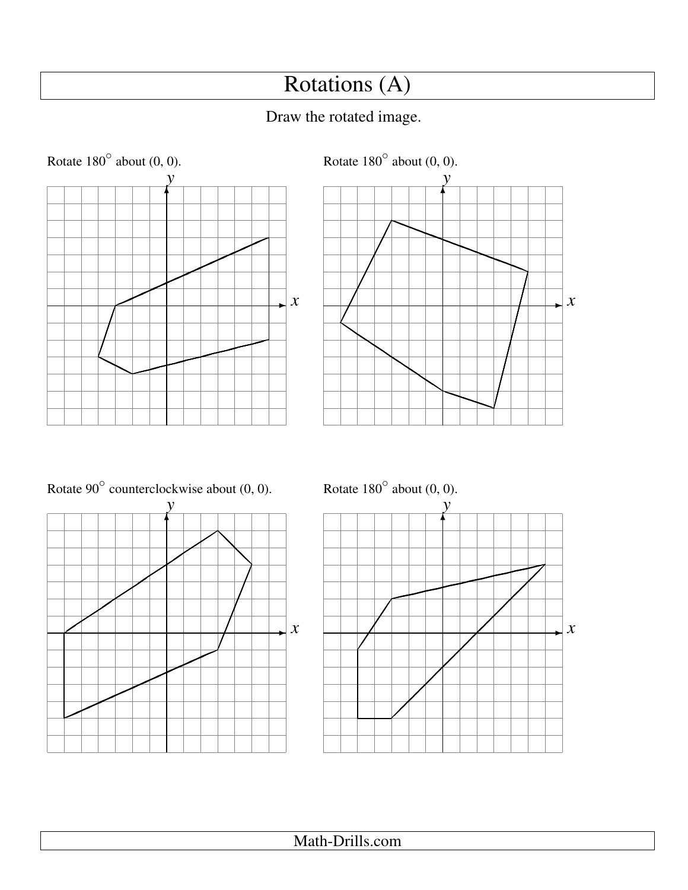# Rotations (A)

Draw the rotated image.

Rotate $180^\circ$ about (0, 0).

$y$

$x$

Rotate $180^\circ$ about (0, 0).

$y$

$x$

Rotate $90^\circ$ counterclockwise about (0, 0).

$y$

$x$

Rotate $180^\circ$ about (0, 0).

$y$

$x$

Math-Drills.com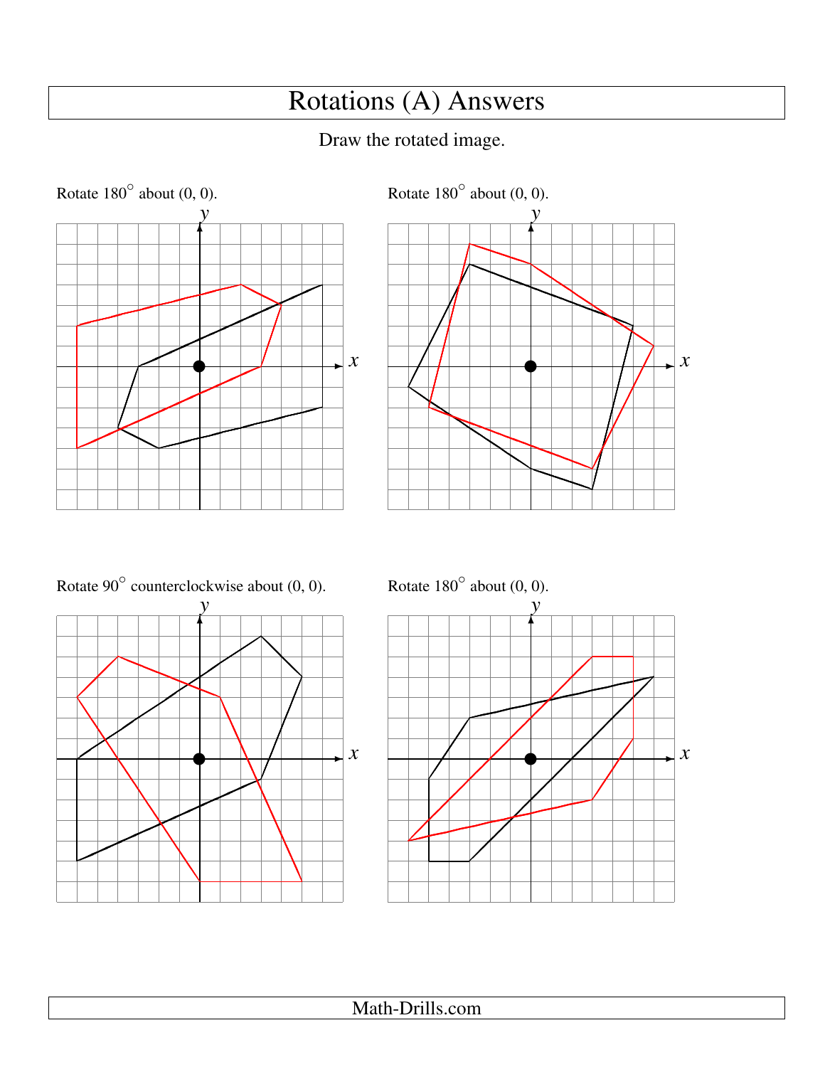# Rotations (A) Answers

Draw the rotated image.

Rotate 180° about (0, 0).

$y$

$x$

Rotate 180° about (0, 0).

$y$

$x$

Rotate 90° counterclockwise about (0, 0).

$y$

$x$

Rotate 180° about (0, 0).

$y$

$x$

Math-Drills.com